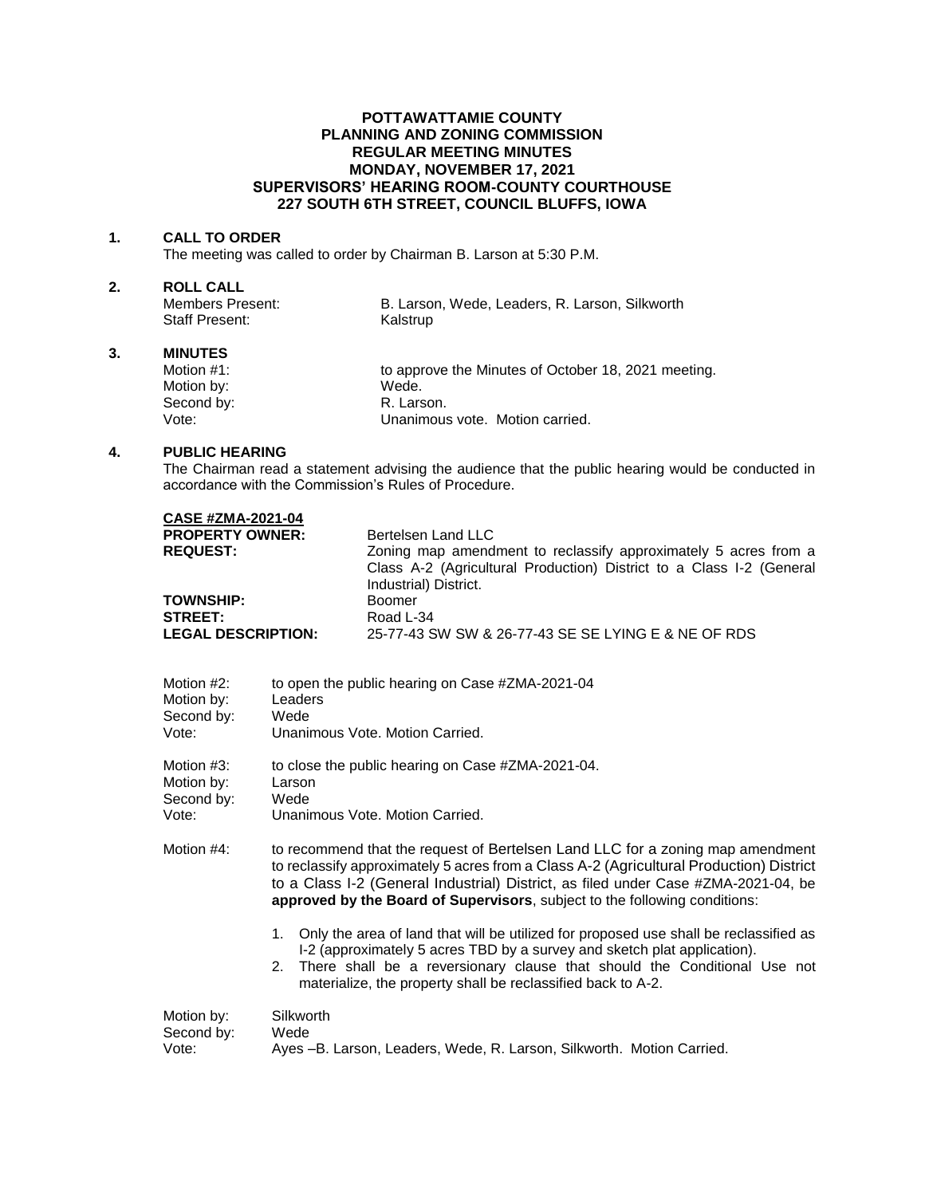# POTTAWATTAMIE COUNTY
# PLANNING AND ZONING COMMISSION
## REGULAR MEETING MINUTES
## MONDAY, NOVEMBER 17, 2021
## SUPERVISORS' HEARING ROOM-COUNTY COURTHOUSE
## 227 SOUTH 6TH STREET, COUNCIL BLUFFS, IOWA

**1. CALL TO ORDER**

The meeting was called to order by Chairman B. Larson at 5:30 P.M.

**2. ROLL CALL**

Members Present: B. Larson, Wede, Leaders, R. Larson, Silkworth
Staff Present: Kalstrup

**3. MINUTES**

Motion #1: to approve the Minutes of October 18, 2021 meeting.
Motion by: Wede.
Second by: R. Larson.
Vote: Unanimous vote. Motion carried.

**4. PUBLIC HEARING**

The Chairman read a statement advising the audience that the public hearing would be conducted in accordance with the Commission's Rules of Procedure.

**CASE #ZMA-2021-04**

**PROPERTY OWNER:** Bertelsen Land LLC
**REQUEST:** Zoning map amendment to reclassify approximately 5 acres from a Class A-2 (Agricultural Production) District to a Class I-2 (General Industrial) District.
**TOWNSHIP:** Boomer
**STREET:** Road L-34
**LEGAL DESCRIPTION:** 25-77-43 SW SW & 26-77-43 SE SE LYING E & NE OF RDS

Motion #2: to open the public hearing on Case #ZMA-2021-04
Motion by: Leaders
Second by: Wede
Vote: Unanimous Vote. Motion Carried.

Motion #3: to close the public hearing on Case #ZMA-2021-04.
Motion by: Larson
Second by: Wede
Vote: Unanimous Vote. Motion Carried.

Motion #4: to recommend that the request of Bertelsen Land LLC for a zoning map amendment to reclassify approximately 5 acres from a Class A-2 (Agricultural Production) District to a Class I-2 (General Industrial) District, as filed under Case #ZMA-2021-04, be **approved by the Board of Supervisors**, subject to the following conditions:

1. Only the area of land that will be utilized for proposed use shall be reclassified as I-2 (approximately 5 acres TBD by a survey and sketch plat application).
2. There shall be a reversionary clause that should the Conditional Use not materialize, the property shall be reclassified back to A-2.

Motion by: Silkworth
Second by: Wede
Vote: Ayes –B. Larson, Leaders, Wede, R. Larson, Silkworth. Motion Carried.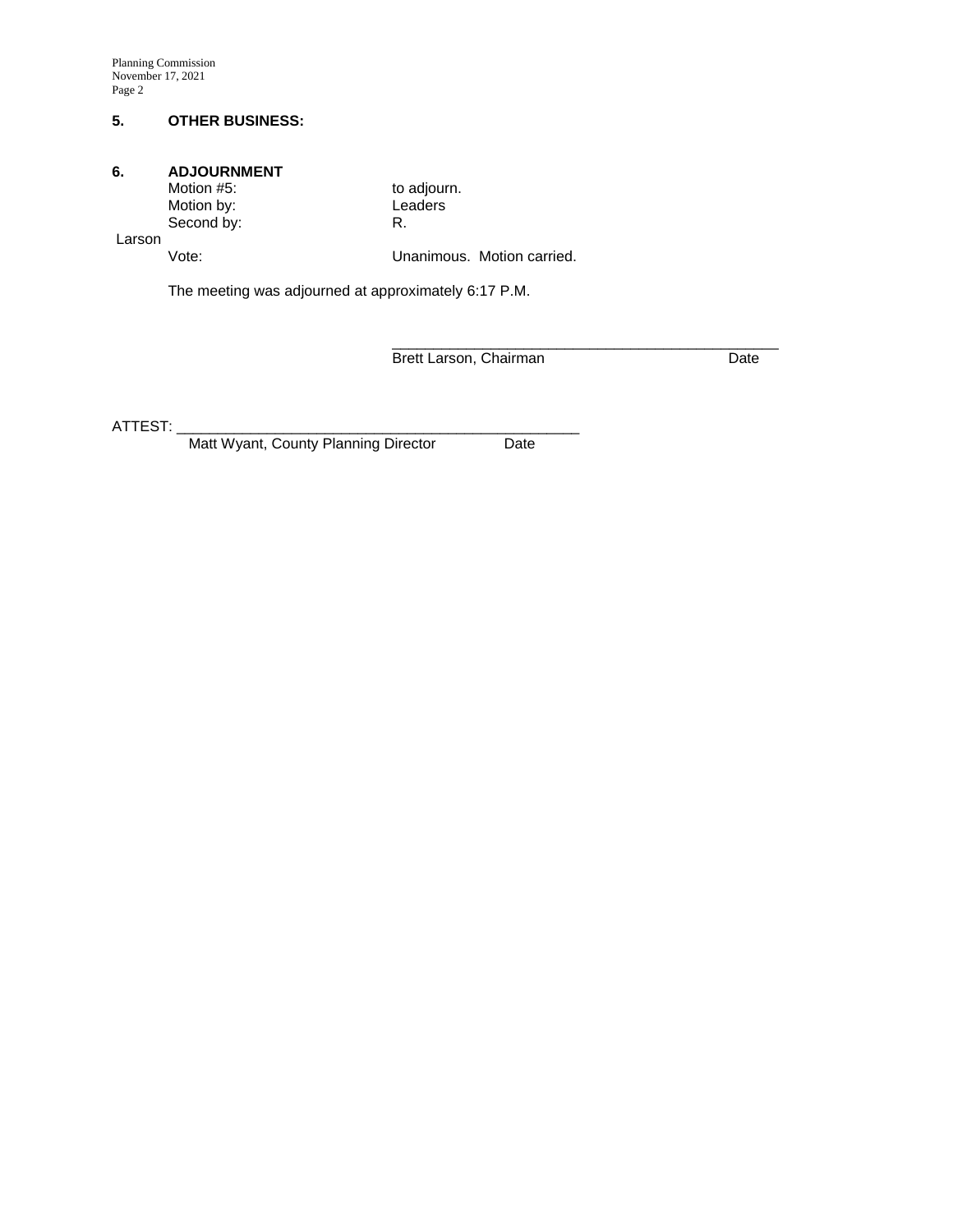**5. OTHER BUSINESS:**

**6. ADJOURNMENT**

Motion #5: to adjourn.
Motion by: Leaders
Second by: R. Larson
Vote: Unanimous. Motion carried.

The meeting was adjourned at approximately 6:17 P.M.

\_\_\_\_\_\_\_\_\_\_\_\_\_\_\_\_\_\_\_\_\_\_\_\_\_\_\_\_\_\_\_\_\_\_\_\_\_\_\_\_\_\_\_\_\_\_\_\_
Brett Larson, Chairman Date

ATTEST: \_\_\_\_\_\_\_\_\_\_\_\_\_\_\_\_\_\_\_\_\_\_\_\_\_\_\_\_\_\_\_\_\_\_\_\_\_\_\_\_\_\_\_\_\_\_\_\_
Matt Wyant, County Planning Director Date